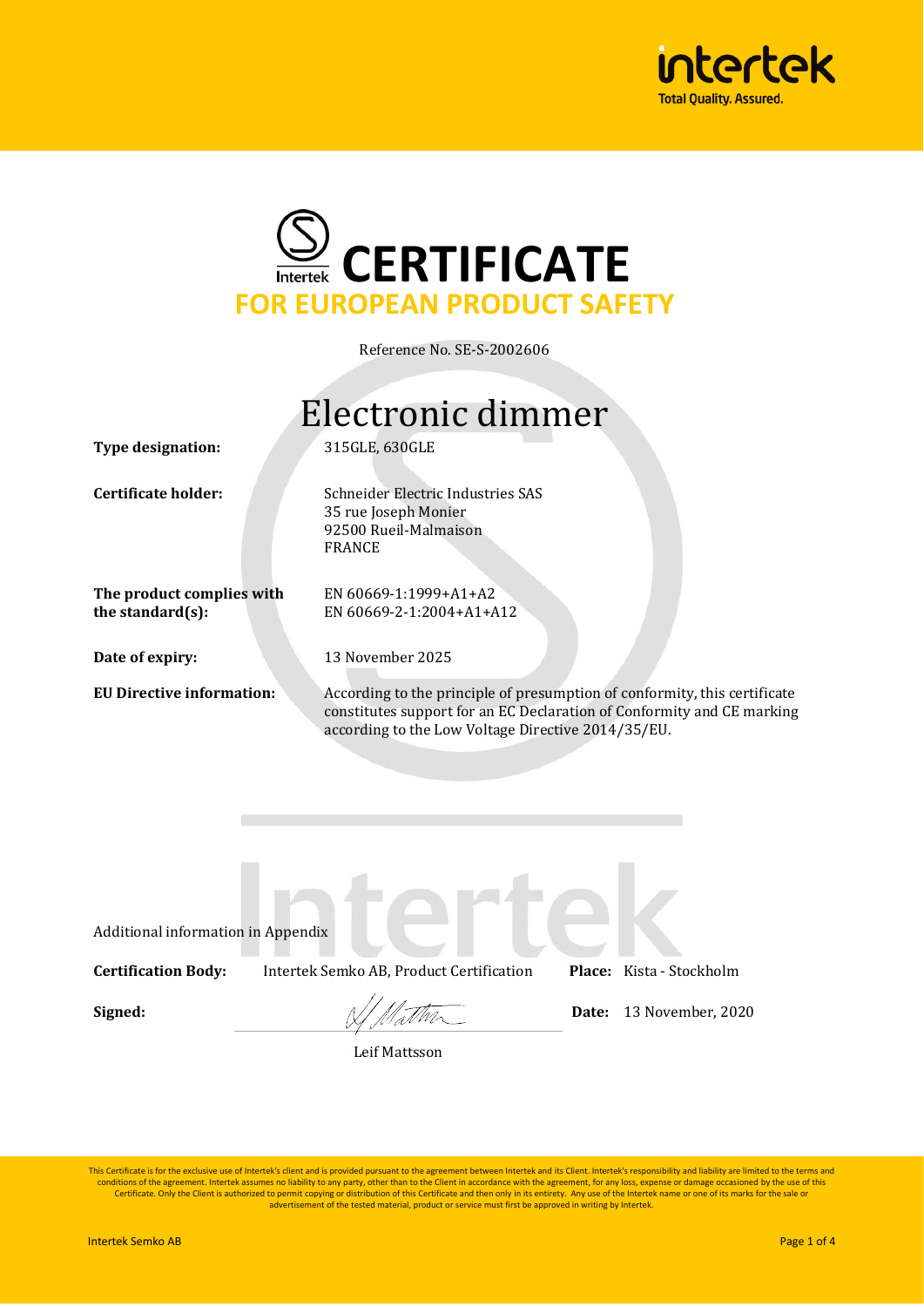# CERTIFICATE

## FOR EUROPEAN PRODUCT SAFETY

Reference No. SE-S-2002606

# Electronic dimmer

**Type designation:** 315GLE, 630GLE

**Certificate holder:** Schneider Electric Industries SAS
35 rue Joseph Monier
92500 Rueil-Malmaison
FRANCE

**The product complies with the standard(s):** EN 60669-1:1999+A1+A2
EN 60669-2-1:2004+A1+A12

**Date of expiry:** 13 November 2025

**EU Directive information:** According to the principle of presumption of conformity, this certificate constitutes support for an EC Declaration of Conformity and CE marking according to the Low Voltage Directive 2014/35/EU.

Additional information in Appendix

**Certification Body:** Intertek Semko AB, Product Certification **Place:** Kista - Stockholm

**Signed:** **Date:** 13 November, 2020

Leif Mattsson

This Certificate is for the exclusive use of Intertek's client and is provided pursuant to the agreement between Intertek and its Client. Intertek's responsibility and liability are limited to the terms and conditions of the agreement. Intertek assumes no liability to any party, other than to the Client in accordance with the agreement, for any loss, expense or damage occasioned by the use of this Certificate. Only the Client is authorized to permit copying or distribution of this Certificate and then only in its entirety. Any use of the Intertek name or one of its marks for the sale or advertisement of the tested material, product or service must first be approved in writing by Intertek.

Intertek Semko AB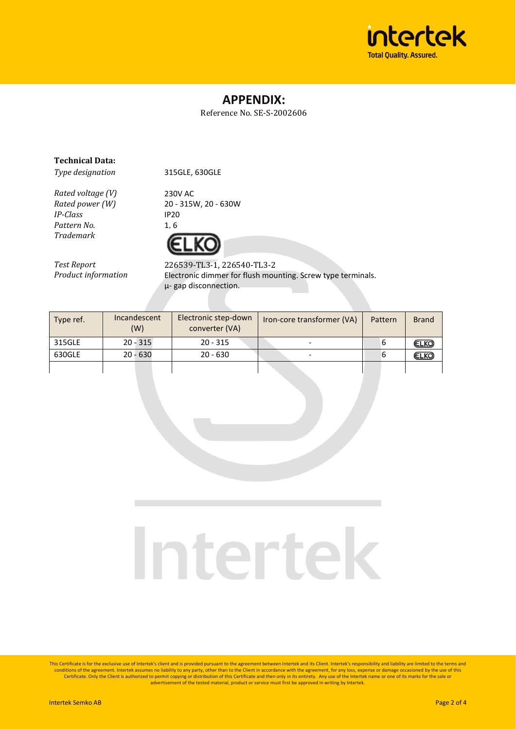# APPENDIX:

Reference No. SE-S-2002606

**Technical Data:**

| | |
|---|---|
| *Type designation* | 315GLE, 630GLE |
| *Rated voltage (V)* | 230V AC |
| *Rated power (W)* | 20 - 315W, 20 - 630W |
| *IP-Class* | IP20 |
| *Pattern No.* | 1, 6 |
| *Trademark* | ELKO |
| *Test Report* | 226539-TL3-1, 226540-TL3-2 |
| *Product information* | Electronic dimmer for flush mounting. Screw type terminals. µ- gap disconnection. |

| Type ref. | Incandescent (W) | Electronic step-down converter (VA) | Iron-core transformer (VA) | Pattern | Brand |
|---|---|---|---|---|---|
| 315GLE | 20 - 315 | 20 - 315 | - | 6 | ELKO |
| 630GLE | 20 - 630 | 20 - 630 | - | 6 | ELKO |
| | | | | | |

This Certificate is for the exclusive use of Intertek's client and is provided pursuant to the agreement between Intertek and its Client. Intertek's responsibility and liability are limited to the terms and conditions of the agreement. Intertek assumes no liability to any party, other than to the Client in accordance with the agreement, for any loss, expense or damage occasioned by the use of this Certificate. Only the Client is authorized to permit copying or distribution of this Certificate and then only in its entirety. Any use of the Intertek name or one of its marks for the sale or advertisement of the tested material, product or service must first be approved in writing by Intertek.

Intertek Semko AB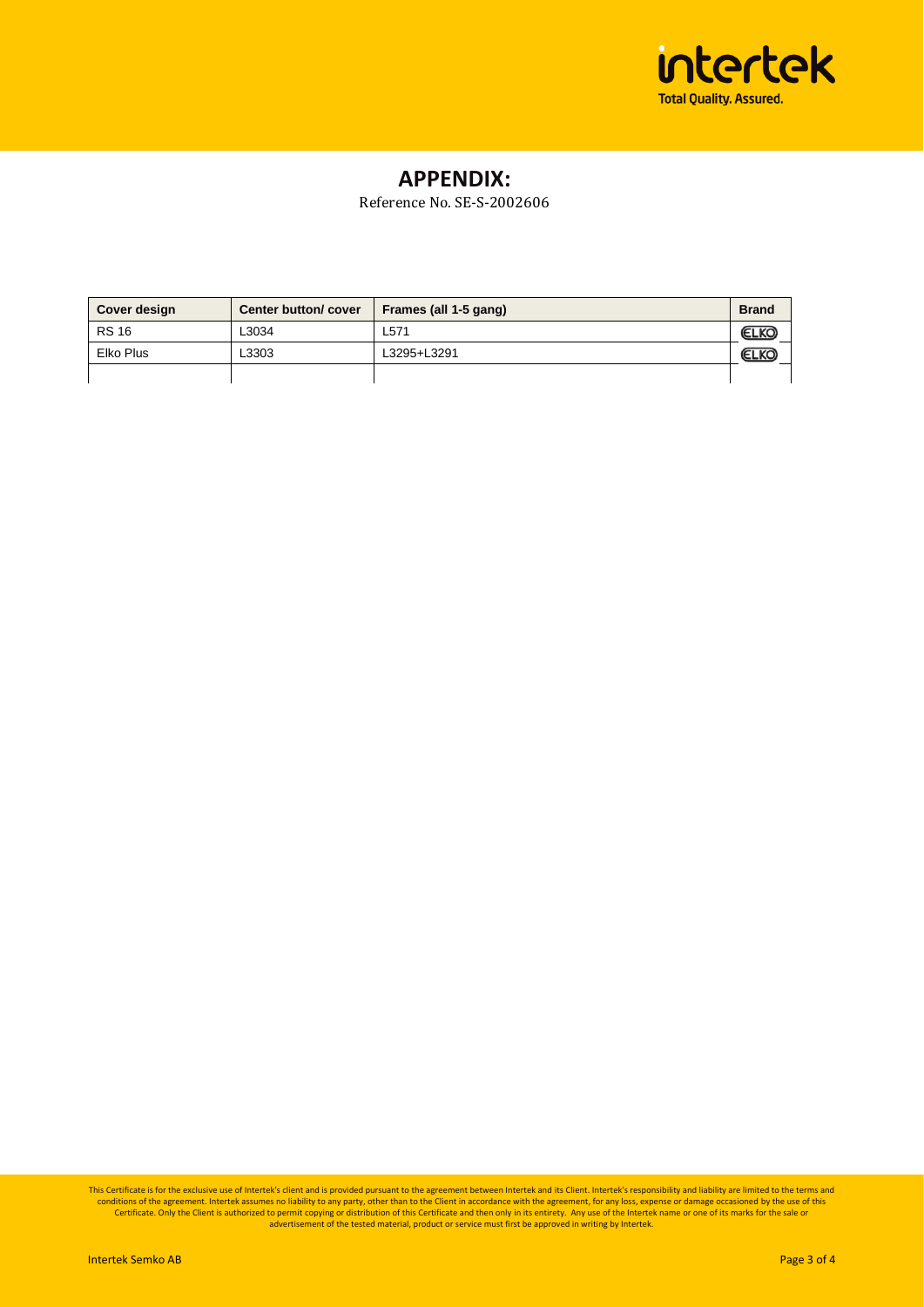## APPENDIX:

Reference No. SE-S-2002606

| Cover design | Center button/ cover | Frames (all 1-5 gang) | Brand |
|---|---|---|---|
| RS 16 | L3034 | L571 | ELKO |
| Elko Plus | L3303 | L3295+L3291 | ELKO |
| | | | |

This Certificate is for the exclusive use of Intertek's client and is provided pursuant to the agreement between Intertek and its Client. Intertek's responsibility and liability are limited to the terms and conditions of the agreement. Intertek assumes no liability to any party, other than to the Client in accordance with the agreement, for any loss, expense or damage occasioned by the use of this Certificate. Only the Client is authorized to permit copying or distribution of this Certificate and then only in its entirety. Any use of the Intertek name or one of its marks for the sale or advertisement of the tested material, product or service must first be approved in writing by Intertek.

Intertek Semko AB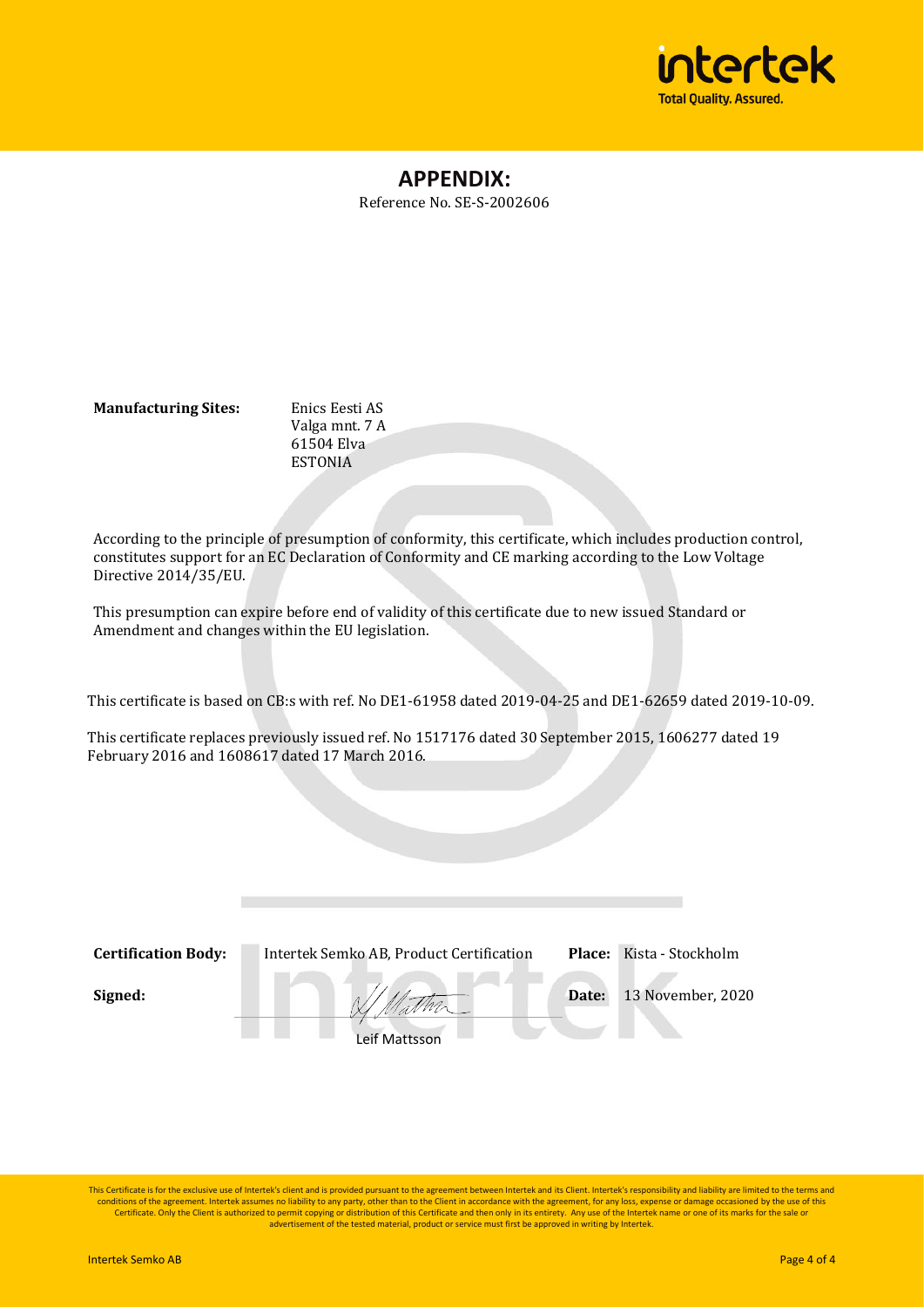# APPENDIX:

Reference No. SE-S-2002606

**Manufacturing Sites:** Enics Eesti AS
Valga mnt. 7 A
61504 Elva
ESTONIA

According to the principle of presumption of conformity, this certificate, which includes production control, constitutes support for an EC Declaration of Conformity and CE marking according to the Low Voltage Directive 2014/35/EU.

This presumption can expire before end of validity of this certificate due to new issued Standard or Amendment and changes within the EU legislation.

This certificate is based on CB:s with ref. No DE1-61958 dated 2019-04-25 and DE1-62659 dated 2019-10-09.

This certificate replaces previously issued ref. No 1517176 dated 30 September 2015, 1606277 dated 19 February 2016 and 1608617 dated 17 March 2016.

| | | | |
|---|---|---|---|
| **Certification Body:** | Intertek Semko AB, Product Certification | **Place:** | Kista - Stockholm |
| **Signed:** | Leif Mattsson | **Date:** | 13 November, 2020 |

This Certificate is for the exclusive use of Intertek's client and is provided pursuant to the agreement between Intertek and its Client. Intertek's responsibility and liability are limited to the terms and conditions of the agreement. Intertek assumes no liability to any party, other than to the Client in accordance with the agreement, for any loss, expense or damage occasioned by the use of this Certificate. Only the Client is authorized to permit copying or distribution of this Certificate and then only in its entirety. Any use of the Intertek name or one of its marks for the sale or advertisement of the tested material, product or service must first be approved in writing by Intertek.

Intertek Semko AB